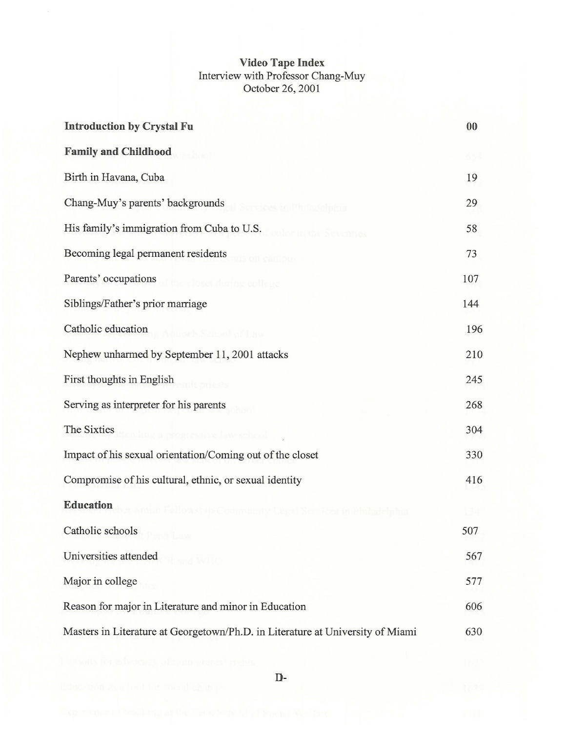# Video Tape Index

Interview with Professor Chang-Muy
October 26, 2001

| | |
|---|---|
| **Introduction by Crystal Fu** | **00** |
| **Family and Childhood** | |
| Birth in Havana, Cuba | 19 |
| Chang-Muy's parents' backgrounds | 29 |
| His family's immigration from Cuba to U.S. | 58 |
| Becoming legal permanent residents | 73 |
| Parents' occupations | 107 |
| Siblings/Father's prior marriage | 144 |
| Catholic education | 196 |
| Nephew unharmed by September 11, 2001 attacks | 210 |
| First thoughts in English | 245 |
| Serving as interpreter for his parents | 268 |
| The Sixties | 304 |
| Impact of his sexual orientation/Coming out of the closet | 330 |
| Compromise of his cultural, ethnic, or sexual identity | 416 |
| **Education** | |
| Catholic schools | 507 |
| Universities attended | 567 |
| Major in college | 577 |
| Reason for major in Literature and minor in Education | 606 |
| Masters in Literature at Georgetown/Ph.D. in Literature at University of Miami | 630 |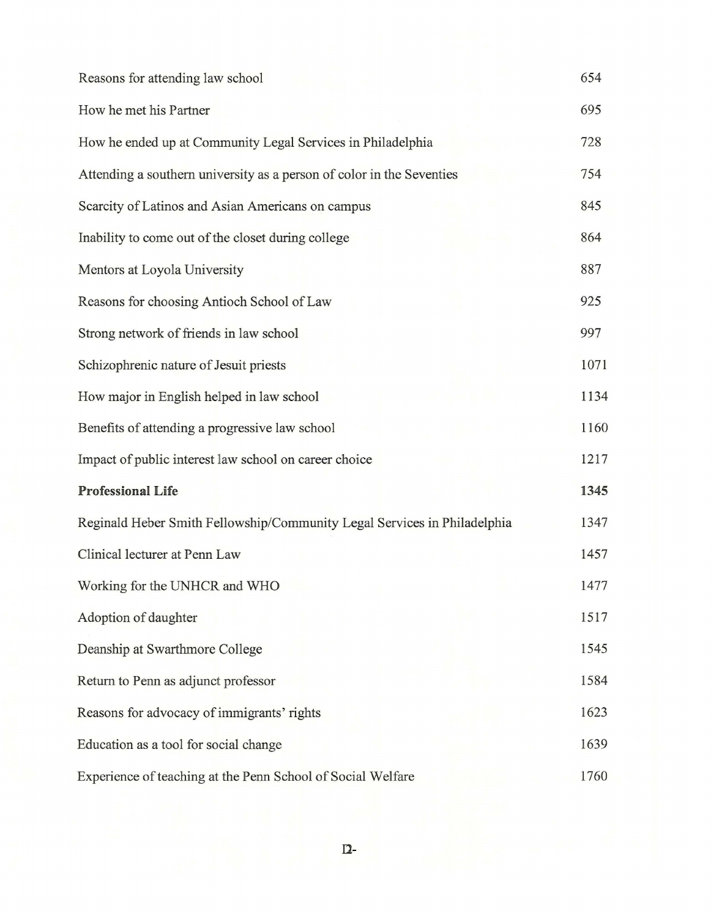| | |
|---|---|
| Reasons for attending law school | 654 |
| How he met his Partner | 695 |
| How he ended up at Community Legal Services in Philadelphia | 728 |
| Attending a southern university as a person of color in the Seventies | 754 |
| Scarcity of Latinos and Asian Americans on campus | 845 |
| Inability to come out of the closet during college | 864 |
| Mentors at Loyola University | 887 |
| Reasons for choosing Antioch School of Law | 925 |
| Strong network of friends in law school | 997 |
| Schizophrenic nature of Jesuit priests | 1071 |
| How major in English helped in law school | 1134 |
| Benefits of attending a progressive law school | 1160 |
| Impact of public interest law school on career choice | 1217 |
| **Professional Life** | **1345** |
| Reginald Heber Smith Fellowship/Community Legal Services in Philadelphia | 1347 |
| Clinical lecturer at Penn Law | 1457 |
| Working for the UNHCR and WHO | 1477 |
| Adoption of daughter | 1517 |
| Deanship at Swarthmore College | 1545 |
| Return to Penn as adjunct professor | 1584 |
| Reasons for advocacy of immigrants' rights | 1623 |
| Education as a tool for social change | 1639 |
| Experience of teaching at the Penn School of Social Welfare | 1760 |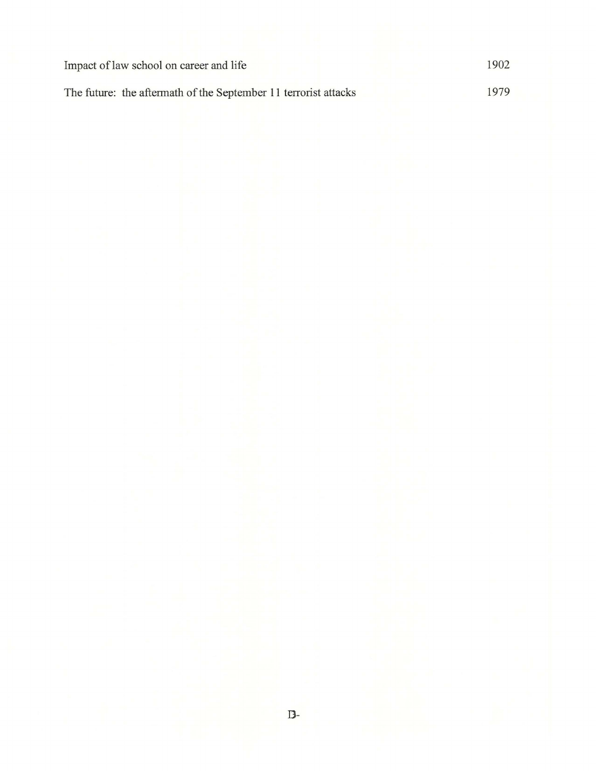| | |
| --- | --- |
| Impact of law school on career and life | 1902 |
| The future: the aftermath of the September 11 terrorist attacks | 1979 |